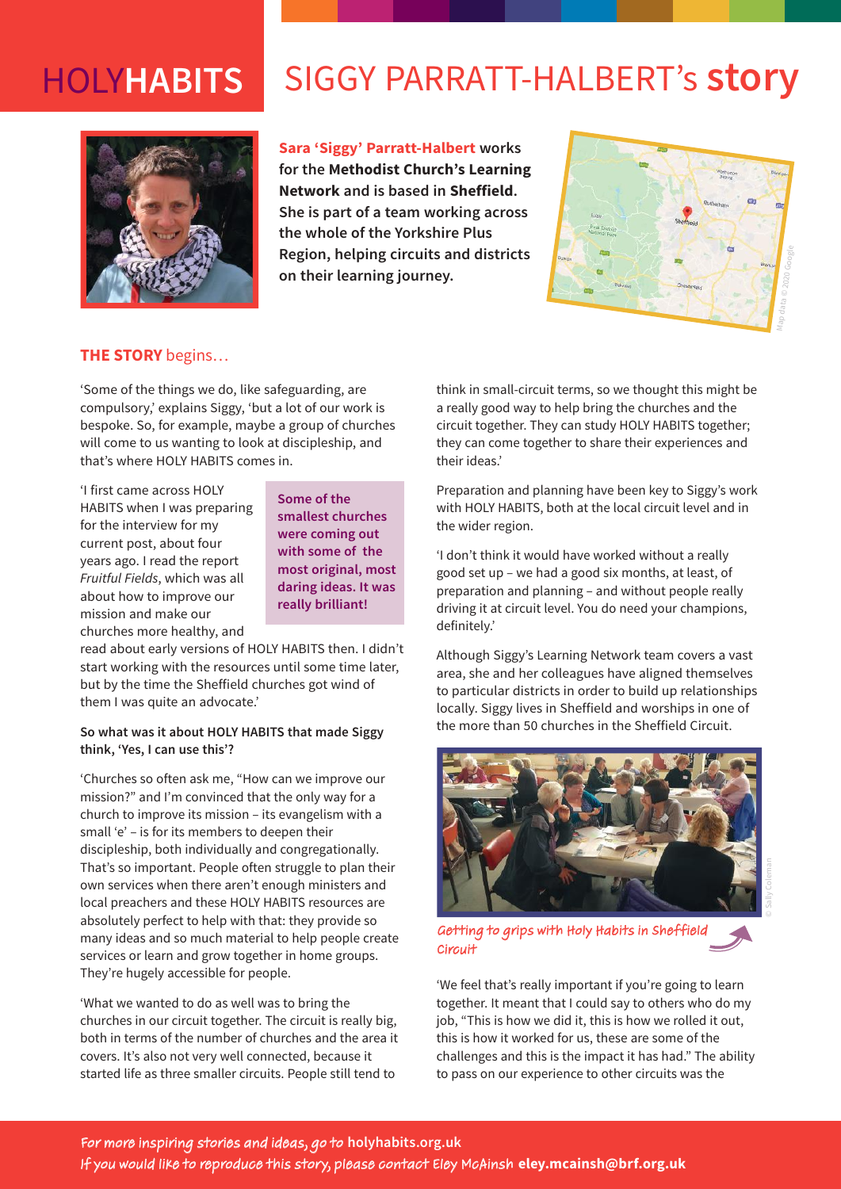# HOLYHABITS SIGGY PARRATT-HALBERT's **story**

**Sara 'Siggy' Parratt-Halbert works for the Methodist Church's Learning Network and is based in Sheffield. She is part of a team working across the whole of the Yorkshire Plus Region, helping circuits and districts on their learning journey.**

## **THE STORY** begins…

'Some of the things we do, like safeguarding, are compulsory,' explains Siggy, 'but a lot of our work is bespoke. So, for example, maybe a group of churches will come to us wanting to look at discipleship, and that's where HOLY HABITS comes in.

'I first came across HOLY HABITS when I was preparing for the interview for my current post, about four years ago. I read the report *Fruitful Fields*, which was all about how to improve our mission and make our churches more healthy, and read about early versions of HOLY HABITS then. I didn't start working with the resources until some time later, but by the time the Sheffield churches got wind of them I was quite an advocate.'

> **Some of the smallest churches were coming out with some of the most original, most daring ideas. It was really brilliant!**

**So what was it about HOLY HABITS that made Siggy think, 'Yes, I can use this'?**

'Churches so often ask me, "How can we improve our mission?" and I'm convinced that the only way for a church to improve its mission – its evangelism with a small 'e' – is for its members to deepen their discipleship, both individually and congregationally. That's so important. People often struggle to plan their own services when there aren't enough ministers and local preachers and these HOLY HABITS resources are absolutely perfect to help with that: they provide so many ideas and so much material to help people create services or learn and grow together in home groups. They're hugely accessible for people.

'What we wanted to do as well was to bring the churches in our circuit together. The circuit is really big, both in terms of the number of churches and the area it covers. It's also not very well connected, because it started life as three smaller circuits. People still tend to think in small-circuit terms, so we thought this might be a really good way to help bring the churches and the circuit together. They can study HOLY HABITS together; they can come together to share their experiences and their ideas.'

Preparation and planning have been key to Siggy's work with HOLY HABITS, both at the local circuit level and in the wider region.

'I don't think it would have worked without a really good set up – we had a good six months, at least, of preparation and planning – and without people really driving it at circuit level. You do need your champions, definitely.'

Although Siggy's Learning Network team covers a vast area, she and her colleagues have aligned themselves to particular districts in order to build up relationships locally. Siggy lives in Sheffield and worships in one of the more than 50 churches in the Sheffield Circuit.

Getting to grips with Holy Habits in Sheffield Circuit

'We feel that's really important if you're going to learn together. It meant that I could say to others who do my job, "This is how we did it, this is how we rolled it out, this is how it worked for us, these are some of the challenges and this is the impact it has had." The ability to pass on our experience to other circuits was the

For more inspiring stories and ideas, go to **holyhabits.org.uk**
If you would like to reproduce this story, please contact Eley McAinsh **eley.mcainsh@brf.org.uk**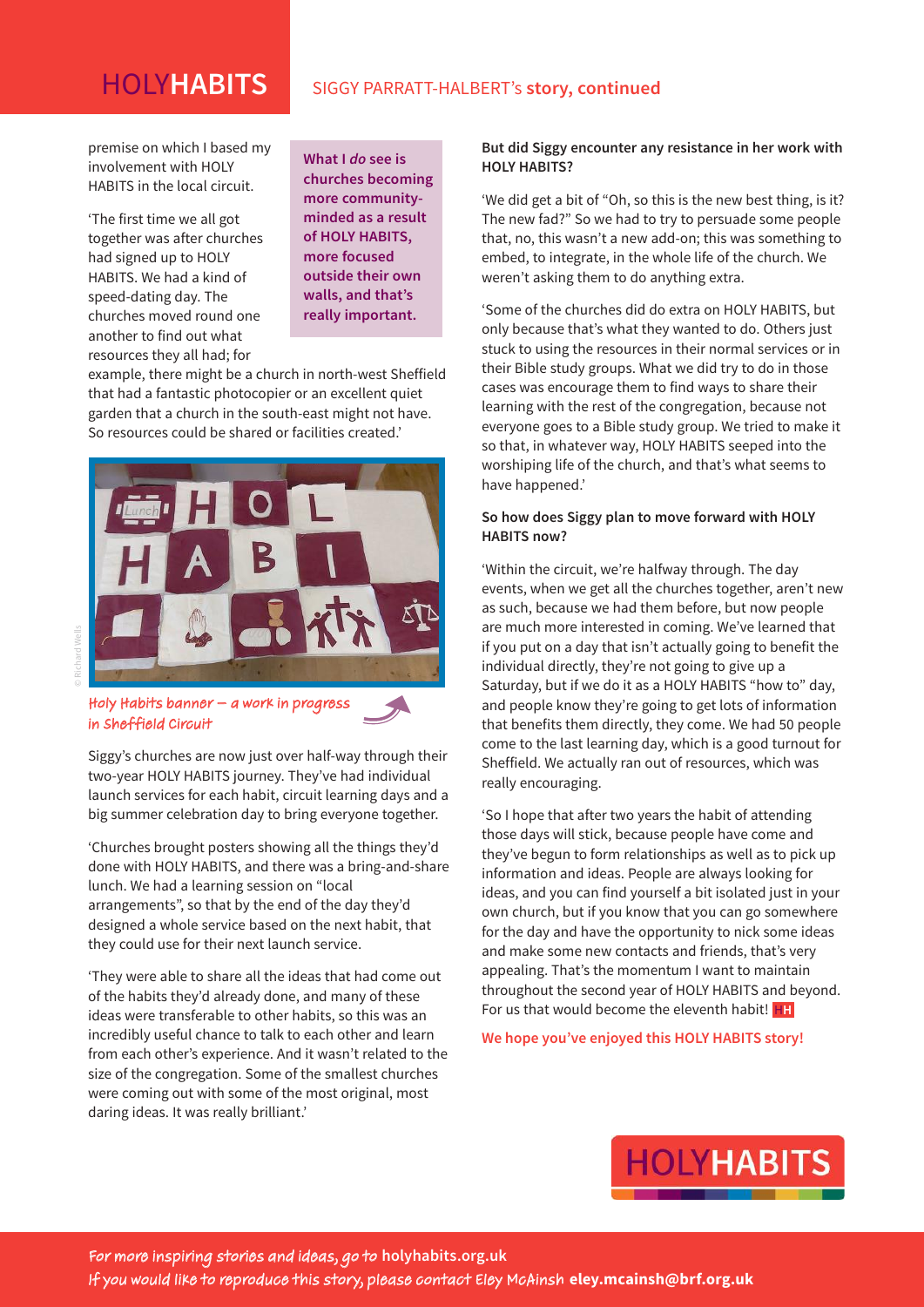premise on which I based my involvement with HOLY HABITS in the local circuit.

'The first time we all got together was after churches had signed up to HOLY HABITS. We had a kind of speed-dating day. The churches moved round one another to find out what resources they all had; for example, there might be a church in north-west Sheffield that had a fantastic photocopier or an excellent quiet garden that a church in the south-east might not have. So resources could be shared or facilities created.'

**What I *do* see is churches becoming more community-minded as a result of HOLY HABITS, more focused outside their own walls, and that's really important.**

Holy Habits banner – a work in progress in Sheffield Circuit

Siggy's churches are now just over half-way through their two-year HOLY HABITS journey. They've had individual launch services for each habit, circuit learning days and a big summer celebration day to bring everyone together.

'Churches brought posters showing all the things they'd done with HOLY HABITS, and there was a bring-and-share lunch. We had a learning session on "local arrangements", so that by the end of the day they'd designed a whole service based on the next habit, that they could use for their next launch service.

'They were able to share all the ideas that had come out of the habits they'd already done, and many of these ideas were transferable to other habits, so this was an incredibly useful chance to talk to each other and learn from each other's experience. And it wasn't related to the size of the congregation. Some of the smallest churches were coming out with some of the most original, most daring ideas. It was really brilliant.'

**But did Siggy encounter any resistance in her work with HOLY HABITS?**

'We did get a bit of "Oh, so this is the new best thing, is it? The new fad?" So we had to try to persuade some people that, no, this wasn't a new add-on; this was something to embed, to integrate, in the whole life of the church. We weren't asking them to do anything extra.

'Some of the churches did do extra on HOLY HABITS, but only because that's what they wanted to do. Others just stuck to using the resources in their normal services or in their Bible study groups. What we did try to do in those cases was encourage them to find ways to share their learning with the rest of the congregation, because not everyone goes to a Bible study group. We tried to make it so that, in whatever way, HOLY HABITS seeped into the worshiping life of the church, and that's what seems to have happened.'

**So how does Siggy plan to move forward with HOLY HABITS now?**

'Within the circuit, we're halfway through. The day events, when we get all the churches together, aren't new as such, because we had them before, but now people are much more interested in coming. We've learned that if you put on a day that isn't actually going to benefit the individual directly, they're not going to give up a Saturday, but if we do it as a HOLY HABITS "how to" day, and people know they're going to get lots of information that benefits them directly, they come. We had 50 people come to the last learning day, which is a good turnout for Sheffield. We actually ran out of resources, which was really encouraging.

'So I hope that after two years the habit of attending those days will stick, because people have come and they've begun to form relationships as well as to pick up information and ideas. People are always looking for ideas, and you can find yourself a bit isolated just in your own church, but if you know that you can go somewhere for the day and have the opportunity to nick some ideas and make some new contacts and friends, that's very appealing. That's the momentum I want to maintain throughout the second year of HOLY HABITS and beyond. For us that would become the eleventh habit!

**We hope you've enjoyed this HOLY HABITS story!**

For more inspiring stories and ideas, go to **holyhabits.org.uk**
If you would like to reproduce this story, please contact Eley McAinsh **eley.mcainsh@brf.org.uk**